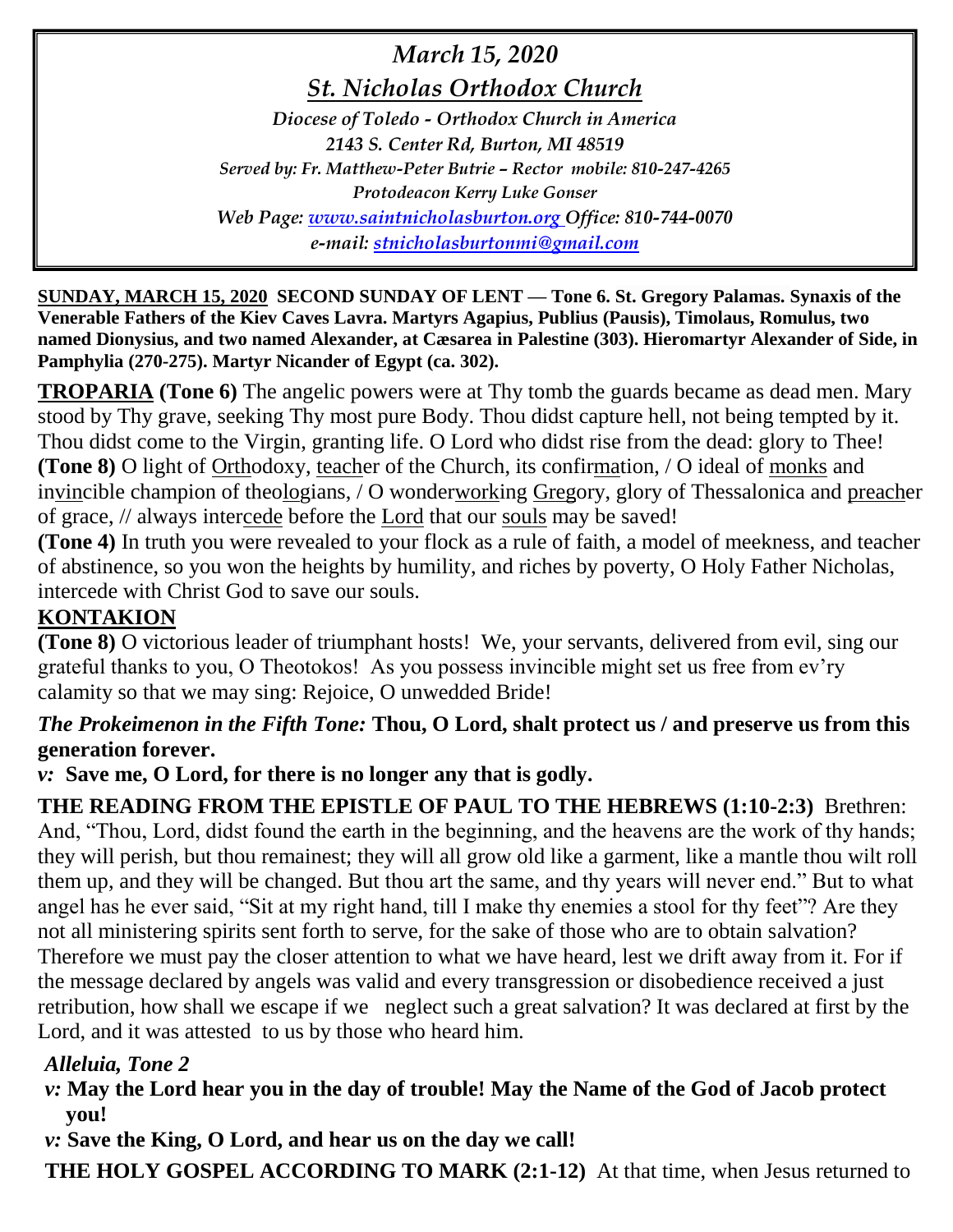*March 15, 2020*

*St. Nicholas Orthodox Church*

*Diocese of Toledo - Orthodox Church in America*

*2143 S. Center Rd, Burton, MI 48519*

*Served by: Fr. Matthew-Peter Butrie – Rector mobile: 810-247-4265*

*Protodeacon Kerry Luke Gonser*

*Web Page: www.saintnicholasburton.org Office: 810-744-0070*

*e-mail: stnicholasburtonmi@gmail.com*

**SUNDAY, MARCH 15, 2020 SECOND SUNDAY OF LENT — Tone 6. St. Gregory Palamas. Synaxis of the Venerable Fathers of the Kiev Caves Lavra. Martyrs Agapius, Publius (Pausis), Timolaus, Romulus, two named Dionysius, and two named Alexander, at Cæsarea in Palestine (303). Hieromartyr Alexander of Side, in Pamphylia (270-275). Martyr Nicander of Egypt (ca. 302).**

**TROPARIA (Tone 6)** The angelic powers were at Thy tomb the guards became as dead men. Mary stood by Thy grave, seeking Thy most pure Body. Thou didst capture hell, not being tempted by it. Thou didst come to the Virgin, granting life. O Lord who didst rise from the dead: glory to Thee!

**(Tone 8)** O light of Orthodoxy, teacher of the Church, its confirmation, / O ideal of monks and invincible champion of theologians, / O wonderworking Gregory, glory of Thessalonica and preacher of grace, // always intercede before the Lord that our souls may be saved!

**(Tone 4)** In truth you were revealed to your flock as a rule of faith, a model of meekness, and teacher of abstinence, so you won the heights by humility, and riches by poverty, O Holy Father Nicholas, intercede with Christ God to save our souls.

**KONTAKION**

**(Tone 8)** O victorious leader of triumphant hosts! We, your servants, delivered from evil, sing our grateful thanks to you, O Theotokos! As you possess invincible might set us free from ev'ry calamity so that we may sing: Rejoice, O unwedded Bride!

***The Prokeimenon in the Fifth Tone:*** **Thou, O Lord, shalt protect us / and preserve us from this generation forever.**

*v:* **Save me, O Lord, for there is no longer any that is godly.**

**THE READING FROM THE EPISTLE OF PAUL TO THE HEBREWS (1:10-2:3)** Brethren: And, "Thou, Lord, didst found the earth in the beginning, and the heavens are the work of thy hands; they will perish, but thou remainest; they will all grow old like a garment, like a mantle thou wilt roll them up, and they will be changed. But thou art the same, and thy years will never end." But to what angel has he ever said, "Sit at my right hand, till I make thy enemies a stool for thy feet"? Are they not all ministering spirits sent forth to serve, for the sake of those who are to obtain salvation? Therefore we must pay the closer attention to what we have heard, lest we drift away from it. For if the message declared by angels was valid and every transgression or disobedience received a just retribution, how shall we escape if we neglect such a great salvation? It was declared at first by the Lord, and it was attested to us by those who heard him.

***Alleluia, Tone 2***

*v:* **May the Lord hear you in the day of trouble! May the Name of the God of Jacob protect you!**

*v:* **Save the King, O Lord, and hear us on the day we call!**

**THE HOLY GOSPEL ACCORDING TO MARK (2:1-12)** At that time, when Jesus returned to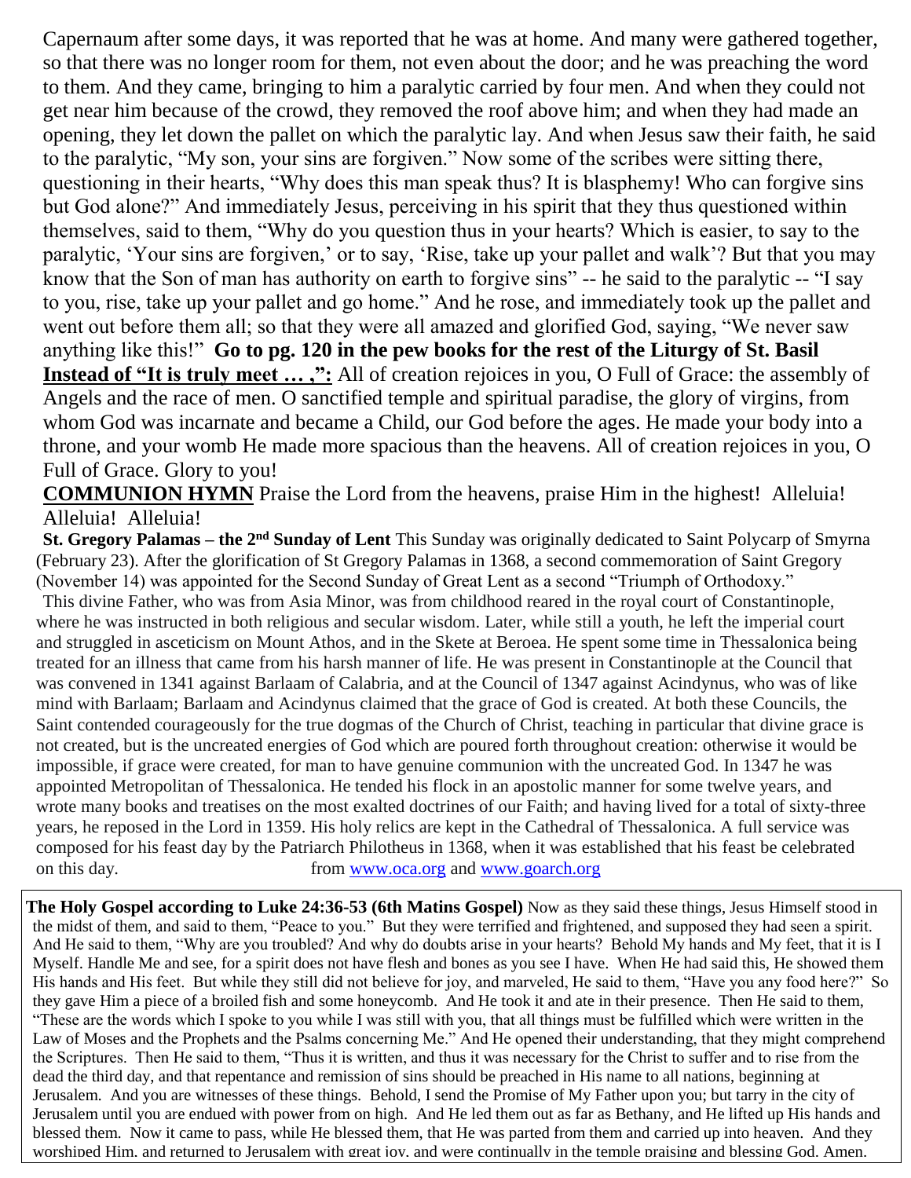Capernaum after some days, it was reported that he was at home. And many were gathered together, so that there was no longer room for them, not even about the door; and he was preaching the word to them. And they came, bringing to him a paralytic carried by four men. And when they could not get near him because of the crowd, they removed the roof above him; and when they had made an opening, they let down the pallet on which the paralytic lay. And when Jesus saw their faith, he said to the paralytic, "My son, your sins are forgiven." Now some of the scribes were sitting there, questioning in their hearts, "Why does this man speak thus? It is blasphemy! Who can forgive sins but God alone?" And immediately Jesus, perceiving in his spirit that they thus questioned within themselves, said to them, "Why do you question thus in your hearts? Which is easier, to say to the paralytic, 'Your sins are forgiven,' or to say, 'Rise, take up your pallet and walk'? But that you may know that the Son of man has authority on earth to forgive sins" -- he said to the paralytic -- "I say to you, rise, take up your pallet and go home." And he rose, and immediately took up the pallet and went out before them all; so that they were all amazed and glorified God, saying, "We never saw anything like this!" **Go to pg. 120 in the pew books for the rest of the Liturgy of St. Basil**

**Instead of "It is truly meet … ,":** All of creation rejoices in you, O Full of Grace: the assembly of Angels and the race of men. O sanctified temple and spiritual paradise, the glory of virgins, from whom God was incarnate and became a Child, our God before the ages. He made your body into a throne, and your womb He made more spacious than the heavens. All of creation rejoices in you, O Full of Grace. Glory to you!

**COMMUNION HYMN** Praise the Lord from the heavens, praise Him in the highest! Alleluia! Alleluia! Alleluia!

**St. Gregory Palamas – the 2nd Sunday of Lent** This Sunday was originally dedicated to Saint Polycarp of Smyrna (February 23). After the glorification of St Gregory Palamas in 1368, a second commemoration of Saint Gregory (November 14) was appointed for the Second Sunday of Great Lent as a second "Triumph of Orthodoxy."

This divine Father, who was from Asia Minor, was from childhood reared in the royal court of Constantinople, where he was instructed in both religious and secular wisdom. Later, while still a youth, he left the imperial court and struggled in asceticism on Mount Athos, and in the Skete at Beroea. He spent some time in Thessalonica being treated for an illness that came from his harsh manner of life. He was present in Constantinople at the Council that was convened in 1341 against Barlaam of Calabria, and at the Council of 1347 against Acindynus, who was of like mind with Barlaam; Barlaam and Acindynus claimed that the grace of God is created. At both these Councils, the Saint contended courageously for the true dogmas of the Church of Christ, teaching in particular that divine grace is not created, but is the uncreated energies of God which are poured forth throughout creation: otherwise it would be impossible, if grace were created, for man to have genuine communion with the uncreated God. In 1347 he was appointed Metropolitan of Thessalonica. He tended his flock in an apostolic manner for some twelve years, and wrote many books and treatises on the most exalted doctrines of our Faith; and having lived for a total of sixty-three years, he reposed in the Lord in 1359. His holy relics are kept in the Cathedral of Thessalonica. A full service was composed for his feast day by the Patriarch Philotheus in 1368, when it was established that his feast be celebrated on this day. from www.oca.org and www.goarch.org

**The Holy Gospel according to Luke 24:36-53 (6th Matins Gospel)** Now as they said these things, Jesus Himself stood in the midst of them, and said to them, "Peace to you." But they were terrified and frightened, and supposed they had seen a spirit. And He said to them, "Why are you troubled? And why do doubts arise in your hearts? Behold My hands and My feet, that it is I Myself. Handle Me and see, for a spirit does not have flesh and bones as you see I have. When He had said this, He showed them His hands and His feet. But while they still did not believe for joy, and marveled, He said to them, "Have you any food here?" So they gave Him a piece of a broiled fish and some honeycomb. And He took it and ate in their presence. Then He said to them, "These are the words which I spoke to you while I was still with you, that all things must be fulfilled which were written in the Law of Moses and the Prophets and the Psalms concerning Me." And He opened their understanding, that they might comprehend the Scriptures. Then He said to them, "Thus it is written, and thus it was necessary for the Christ to suffer and to rise from the dead the third day, and that repentance and remission of sins should be preached in His name to all nations, beginning at Jerusalem. And you are witnesses of these things. Behold, I send the Promise of My Father upon you; but tarry in the city of Jerusalem until you are endued with power from on high. And He led them out as far as Bethany, and He lifted up His hands and blessed them. Now it came to pass, while He blessed them, that He was parted from them and carried up into heaven. And they worshiped Him, and returned to Jerusalem with great joy, and were continually in the temple praising and blessing God. Amen.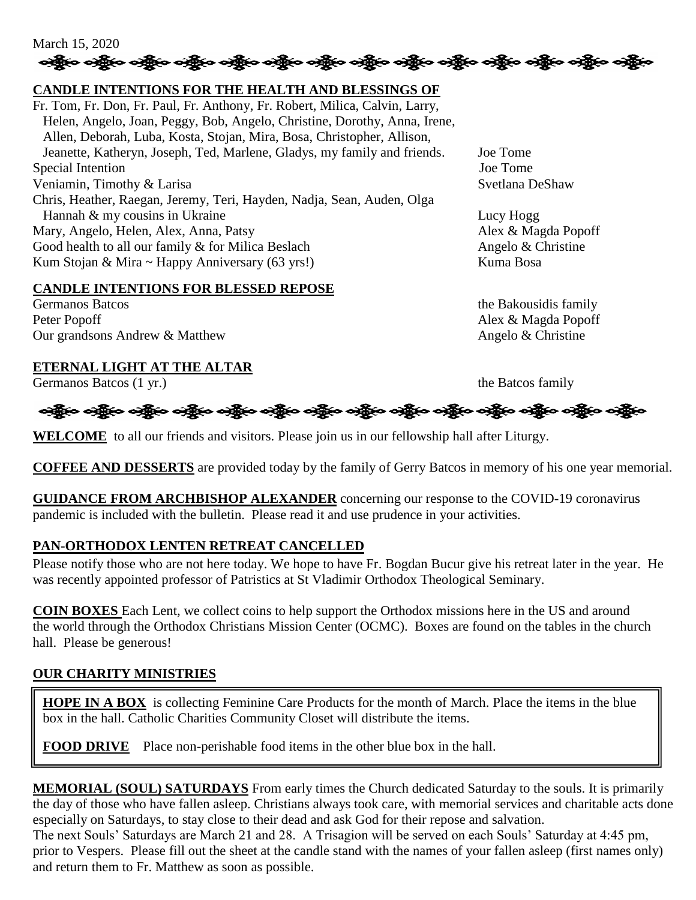March 15, 2020

## CANDLE INTENTIONS FOR THE HEALTH AND BLESSINGS OF

| | |
|---|---|
| Fr. Tom, Fr. Don, Fr. Paul, Fr. Anthony, Fr. Robert, Milica, Calvin, Larry, Helen, Angelo, Joan, Peggy, Bob, Angelo, Christine, Dorothy, Anna, Irene, Allen, Deborah, Luba, Kosta, Stojan, Mira, Bosa, Christopher, Allison, Jeanette, Katheryn, Joseph, Ted, Marlene, Gladys, my family and friends. | Joe Tome |
| Special Intention | Joe Tome |
| Veniamin, Timothy & Larisa | Svetlana DeShaw |
| Chris, Heather, Raegan, Jeremy, Teri, Hayden, Nadja, Sean, Auden, Olga Hannah & my cousins in Ukraine | Lucy Hogg |
| Mary, Angelo, Helen, Alex, Anna, Patsy | Alex & Magda Popoff |
| Good health to all our family & for Milica Beslach | Angelo & Christine |
| Kum Stojan & Mira ~ Happy Anniversary (63 yrs!) | Kuma Bosa |

## CANDLE INTENTIONS FOR BLESSED REPOSE

| | |
|---|---|
| Germanos Batcos | the Bakousidis family |
| Peter Popoff | Alex & Magda Popoff |
| Our grandsons Andrew & Matthew | Angelo & Christine |

## ETERNAL LIGHT AT THE ALTAR

| | |
|---|---|
| Germanos Batcos (1 yr.) | the Batcos family |

**WELCOME** to all our friends and visitors. Please join us in our fellowship hall after Liturgy.

**COFFEE AND DESSERTS** are provided today by the family of Gerry Batcos in memory of his one year memorial.

**GUIDANCE FROM ARCHBISHOP ALEXANDER** concerning our response to the COVID-19 coronavirus pandemic is included with the bulletin. Please read it and use prudence in your activities.

## PAN-ORTHODOX LENTEN RETREAT CANCELLED

Please notify those who are not here today. We hope to have Fr. Bogdan Bucur give his retreat later in the year. He was recently appointed professor of Patristics at St Vladimir Orthodox Theological Seminary.

**COIN BOXES** Each Lent, we collect coins to help support the Orthodox missions here in the US and around the world through the Orthodox Christians Mission Center (OCMC). Boxes are found on the tables in the church hall. Please be generous!

## OUR CHARITY MINISTRIES

**HOPE IN A BOX** is collecting Feminine Care Products for the month of March. Place the items in the blue box in the hall. Catholic Charities Community Closet will distribute the items.

**FOOD DRIVE** Place non-perishable food items in the other blue box in the hall.

**MEMORIAL (SOUL) SATURDAYS** From early times the Church dedicated Saturday to the souls. It is primarily the day of those who have fallen asleep. Christians always took care, with memorial services and charitable acts done especially on Saturdays, to stay close to their dead and ask God for their repose and salvation.
The next Souls' Saturdays are March 21 and 28. A Trisagion will be served on each Souls' Saturday at 4:45 pm, prior to Vespers. Please fill out the sheet at the candle stand with the names of your fallen asleep (first names only) and return them to Fr. Matthew as soon as possible.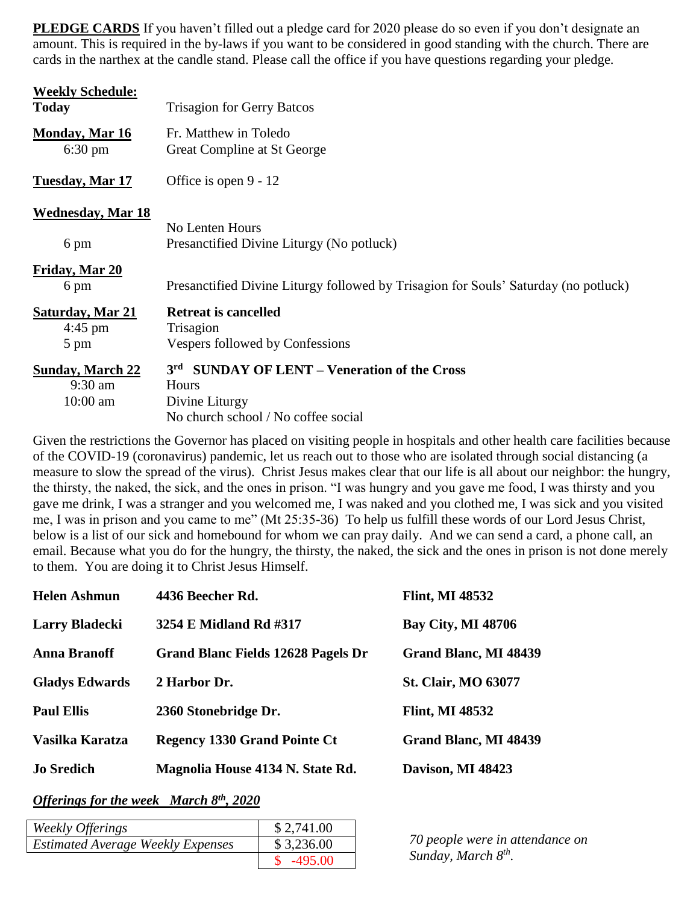**PLEDGE CARDS** If you haven't filled out a pledge card for 2020 please do so even if you don't designate an amount. This is required in the by-laws if you want to be considered in good standing with the church. There are cards in the narthex at the candle stand. Please call the office if you have questions regarding your pledge.

**Weekly Schedule:**

| | |
|---|---|
| **Today** | Trisagion for Gerry Batcos |
| **Monday, Mar 16** | Fr. Matthew in Toledo |
| 6:30 pm | Great Compline at St George |
| **Tuesday, Mar 17** | Office is open 9 - 12 |
| **Wednesday, Mar 18** | No Lenten Hours |
| 6 pm | Presanctified Divine Liturgy (No potluck) |
| **Friday, Mar 20** | |
| 6 pm | Presanctified Divine Liturgy followed by Trisagion for Souls' Saturday (no potluck) |
| **Saturday, Mar 21** | **Retreat is cancelled** |
| 4:45 pm | Trisagion |
| 5 pm | Vespers followed by Confessions |
| **Sunday, March 22** | **3rd SUNDAY OF LENT – Veneration of the Cross** |
| 9:30 am | Hours |
| 10:00 am | Divine Liturgy |
| | No church school / No coffee social |

Given the restrictions the Governor has placed on visiting people in hospitals and other health care facilities because of the COVID-19 (coronavirus) pandemic, let us reach out to those who are isolated through social distancing (a measure to slow the spread of the virus). Christ Jesus makes clear that our life is all about our neighbor: the hungry, the thirsty, the naked, the sick, and the ones in prison. "I was hungry and you gave me food, I was thirsty and you gave me drink, I was a stranger and you welcomed me, I was naked and you clothed me, I was sick and you visited me, I was in prison and you came to me" (Mt 25:35-36) To help us fulfill these words of our Lord Jesus Christ, below is a list of our sick and homebound for whom we can pray daily. And we can send a card, a phone call, an email. Because what you do for the hungry, the thirsty, the naked, the sick and the ones in prison is not done merely to them. You are doing it to Christ Jesus Himself.

| | | |
|---|---|---|
| **Helen Ashmun** | **4436 Beecher Rd.** | **Flint, MI 48532** |
| **Larry Bladecki** | **3254 E Midland Rd #317** | **Bay City, MI 48706** |
| **Anna Branoff** | **Grand Blanc Fields 12628 Pagels Dr** | **Grand Blanc, MI 48439** |
| **Gladys Edwards** | **2 Harbor Dr.** | **St. Clair, MO 63077** |
| **Paul Ellis** | **2360 Stonebridge Dr.** | **Flint, MI 48532** |
| **Vasilka Karatza** | **Regency 1330 Grand Pointe Ct** | **Grand Blanc, MI 48439** |
| **Jo Sredich** | **Magnolia House 4134 N. State Rd.** | **Davison, MI 48423** |

***Offerings for the week March 8th, 2020***

| | |
|---|---|
| *Weekly Offerings* | $ 2,741.00 |
| *Estimated Average Weekly Expenses* | $ 3,236.00 |
| | $ -495.00 |

*70 people were in attendance on Sunday, March 8th.*